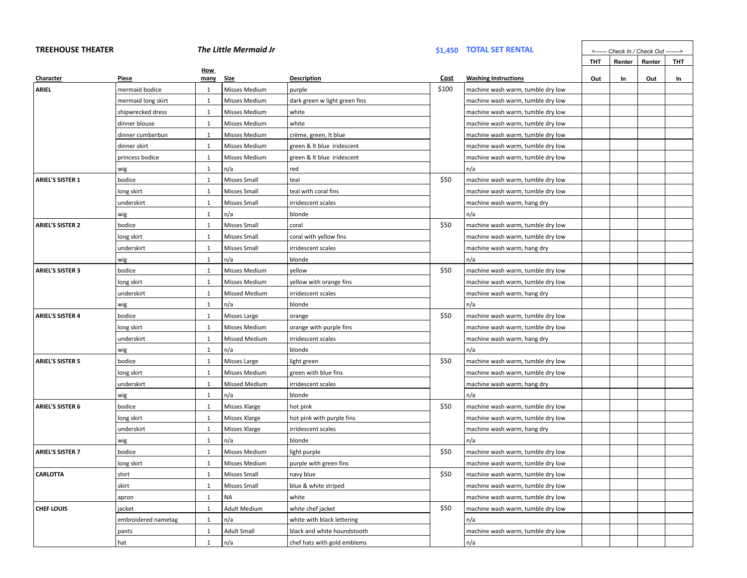**TREEHOUSE THEATER** *The Little Mermaid Jr* **$1,450 TOTAL SET RENTAL**

| Character | Piece | How many | Size | Description | Cost | Washing Instructions | THT Out | Renter In | Renter Out | THT In |
|---|---|---|---|---|---|---|---|---|---|---|
| | | | | | | | <------ Check In / Check Out -------> | | | |
| **ARIEL** | mermaid bodice | 1 | Misses Medium | purple | $100 | machine wash warm, tumble dry low | | | | |
| | mermaid long skirt | 1 | Misses Medium | dark green w light green fins | | machine wash warm, tumble dry low | | | | |
| | shipwrecked dress | 1 | Misses Medium | white | | machine wash warm, tumble dry low | | | | |
| | dinner blouse | 1 | Misses Medium | white | | machine wash warm, tumble dry low | | | | |
| | dinner cumberbun | 1 | Misses Medium | crème, green, lt blue | | machine wash warm, tumble dry low | | | | |
| | dinner skirt | 1 | Misses Medium | green & lt blue iridescent | | machine wash warm, tumble dry low | | | | |
| | princess bodice | 1 | Misses Medium | green & lt blue iridescent | | machine wash warm, tumble dry low | | | | |
| | wig | 1 | n/a | red | | n/a | | | | |
| **ARIEL'S SISTER 1** | bodice | 1 | Misses Small | teal | $50 | machine wash warm, tumble dry low | | | | |
| | long skirt | 1 | Misses Small | teal with coral fins | | machine wash warm, tumble dry low | | | | |
| | underskirt | 1 | Misses Small | irridescent scales | | machine wash warm, hang dry | | | | |
| | wig | 1 | n/a | blonde | | n/a | | | | |
| **ARIEL'S SISTER 2** | bodice | 1 | Misses Small | coral | $50 | machine wash warm, tumble dry low | | | | |
| | long skirt | 1 | Misses Small | coral with yellow fins | | machine wash warm, tumble dry low | | | | |
| | underskirt | 1 | Misses Small | irridescent scales | | machine wash warm, hang dry | | | | |
| | wig | 1 | n/a | blonde | | n/a | | | | |
| **ARIEL'S SISTER 3** | bodice | 1 | Misses Medium | yellow | $50 | machine wash warm, tumble dry low | | | | |
| | long skirt | 1 | Misses Medium | yellow with orange fins | | machine wash warm, tumble dry low | | | | |
| | underskirt | 1 | Missed Medium | irridescent scales | | machine wash warm, hang dry | | | | |
| | wig | 1 | n/a | blonde | | n/a | | | | |
| **ARIEL'S SISTER 4** | bodice | 1 | Misses Large | orange | $50 | machine wash warm, tumble dry low | | | | |
| | long skirt | 1 | Misses Medium | orange with purple fins | | machine wash warm, tumble dry low | | | | |
| | underskirt | 1 | Missed Medium | irridescent scales | | machine wash warm, hang dry | | | | |
| | wig | 1 | n/a | blonde | | n/a | | | | |
| **ARIEL'S SISTER 5** | bodice | 1 | Misses Large | light green | $50 | machine wash warm, tumble dry low | | | | |
| | long skirt | 1 | Misses Medium | green with blue fins | | machine wash warm, tumble dry low | | | | |
| | underskirt | 1 | Missed Medium | irridescent scales | | machine wash warm, hang dry | | | | |
| | wig | 1 | n/a | blonde | | n/a | | | | |
| **ARIEL'S SISTER 6** | bodice | 1 | Misses Xlarge | hot pink | $50 | machine wash warm, tumble dry low | | | | |
| | long skirt | 1 | Misses Xlarge | hot pink with purple fins | | machine wash warm, tumble dry low | | | | |
| | underskirt | 1 | Misses Xlarge | irridescent scales | | machine wash warm, hang dry | | | | |
| | wig | 1 | n/a | blonde | | n/a | | | | |
| **ARIEL'S SISTER 7** | bodice | 1 | Misses Medium | light purple | $50 | machine wash warm, tumble dry low | | | | |
| | long skirt | 1 | Misses Medium | purple with green fins | | machine wash warm, tumble dry low | | | | |
| **CARLOTTA** | shirt | 1 | Misses Small | navy blue | $50 | machine wash warm, tumble dry low | | | | |
| | skirt | 1 | Misses Small | blue & white striped | | machine wash warm, tumble dry low | | | | |
| | apron | 1 | NA | white | | machine wash warm, tumble dry low | | | | |
| **CHEF LOUIS** | jacket | 1 | Adult Medium | white chef jacket | $50 | machine wash warm, tumble dry low | | | | |
| | embroidered nametag | 1 | n/a | white with black lettering | | n/a | | | | |
| | pants | 1 | Adult Small | black and white houndstooth | | machine wash warm, tumble dry low | | | | |
| | hat | 1 | n/a | chef hats with gold emblems | | n/a | | | | |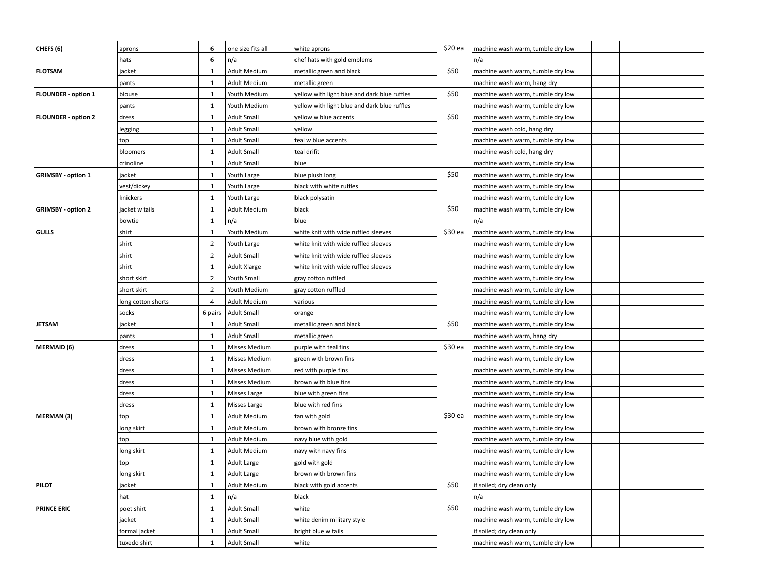| | | | | | | | | | | |
|---|---|---|---|---|---|---|---|---|---|---|
| **CHEFS (6)** | aprons | 6 | one size fits all | white aprons | $20 ea | machine wash warm, tumble dry low | | | | |
| | hats | 6 | n/a | chef hats with gold emblems | | n/a | | | | |
| **FLOTSAM** | jacket | 1 | Adult Medium | metallic green and black | $50 | machine wash warm, tumble dry low | | | | |
| | pants | 1 | Adult Medium | metallic green | | machine wash warm, hang dry | | | | |
| **FLOUNDER - option 1** | blouse | 1 | Youth Medium | yellow with light blue and dark blue ruffles | $50 | machine wash warm, tumble dry low | | | | |
| | pants | 1 | Youth Medium | yellow with light blue and dark blue ruffles | | machine wash warm, tumble dry low | | | | |
| **FLOUNDER - option 2** | dress | 1 | Adult Small | yellow w blue accents | $50 | machine wash warm, tumble dry low | | | | |
| | legging | 1 | Adult Small | yellow | | machine wash cold, hang dry | | | | |
| | top | 1 | Adult Small | teal w blue accents | | machine wash warm, tumble dry low | | | | |
| | bloomers | 1 | Adult Small | teal drifit | | machine wash cold, hang dry | | | | |
| | crinoline | 1 | Adult Small | blue | | machine wash warm, tumble dry low | | | | |
| **GRIMSBY - option 1** | jacket | 1 | Youth Large | blue plush long | $50 | machine wash warm, tumble dry low | | | | |
| | vest/dickey | 1 | Youth Large | black with white ruffles | | machine wash warm, tumble dry low | | | | |
| | knickers | 1 | Youth Large | black polysatin | | machine wash warm, tumble dry low | | | | |
| **GRIMSBY - option 2** | jacket w tails | 1 | Adult Medium | black | $50 | machine wash warm, tumble dry low | | | | |
| | bowtie | 1 | n/a | blue | | n/a | | | | |
| **GULLS** | shirt | 1 | Youth Medium | white knit with wide ruffled sleeves | $30 ea | machine wash warm, tumble dry low | | | | |
| | shirt | 2 | Youth Large | white knit with wide ruffled sleeves | | machine wash warm, tumble dry low | | | | |
| | shirt | 2 | Adult Small | white knit with wide ruffled sleeves | | machine wash warm, tumble dry low | | | | |
| | shirt | 1 | Adult Xlarge | white knit with wide ruffled sleeves | | machine wash warm, tumble dry low | | | | |
| | short skirt | 2 | Youth Small | gray cotton ruffled | | machine wash warm, tumble dry low | | | | |
| | short skirt | 2 | Youth Medium | gray cotton ruffled | | machine wash warm, tumble dry low | | | | |
| | long cotton shorts | 4 | Adult Medium | various | | machine wash warm, tumble dry low | | | | |
| | socks | 6 pairs | Adult Small | orange | | machine wash warm, tumble dry low | | | | |
| **JETSAM** | jacket | 1 | Adult Small | metallic green and black | $50 | machine wash warm, tumble dry low | | | | |
| | pants | 1 | Adult Small | metallic green | | machine wash warm, hang dry | | | | |
| **MERMAID (6)** | dress | 1 | Misses Medium | purple with teal fins | $30 ea | machine wash warm, tumble dry low | | | | |
| | dress | 1 | Misses Medium | green with brown fins | | machine wash warm, tumble dry low | | | | |
| | dress | 1 | Misses Medium | red with purple fins | | machine wash warm, tumble dry low | | | | |
| | dress | 1 | Misses Medium | brown with blue fins | | machine wash warm, tumble dry low | | | | |
| | dress | 1 | Misses Large | blue with green fins | | machine wash warm, tumble dry low | | | | |
| | dress | 1 | Misses Large | blue with red fins | | machine wash warm, tumble dry low | | | | |
| **MERMAN (3)** | top | 1 | Adult Medium | tan with gold | $30 ea | machine wash warm, tumble dry low | | | | |
| | long skirt | 1 | Adult Medium | brown with bronze fins | | machine wash warm, tumble dry low | | | | |
| | top | 1 | Adult Medium | navy blue with gold | | machine wash warm, tumble dry low | | | | |
| | long skirt | 1 | Adult Medium | navy with navy fins | | machine wash warm, tumble dry low | | | | |
| | top | 1 | Adult Large | gold with gold | | machine wash warm, tumble dry low | | | | |
| | long skirt | 1 | Adult Large | brown with brown fins | | machine wash warm, tumble dry low | | | | |
| **PILOT** | jacket | 1 | Adult Medium | black with gold accents | $50 | if soiled; dry clean only | | | | |
| | hat | 1 | n/a | black | | n/a | | | | |
| **PRINCE ERIC** | poet shirt | 1 | Adult Small | white | $50 | machine wash warm, tumble dry low | | | | |
| | jacket | 1 | Adult Small | white denim military style | | machine wash warm, tumble dry low | | | | |
| | formal jacket | 1 | Adult Small | bright blue w tails | | if soiled; dry clean only | | | | |
| | tuxedo shirt | 1 | Adult Small | white | | machine wash warm, tumble dry low | | | | |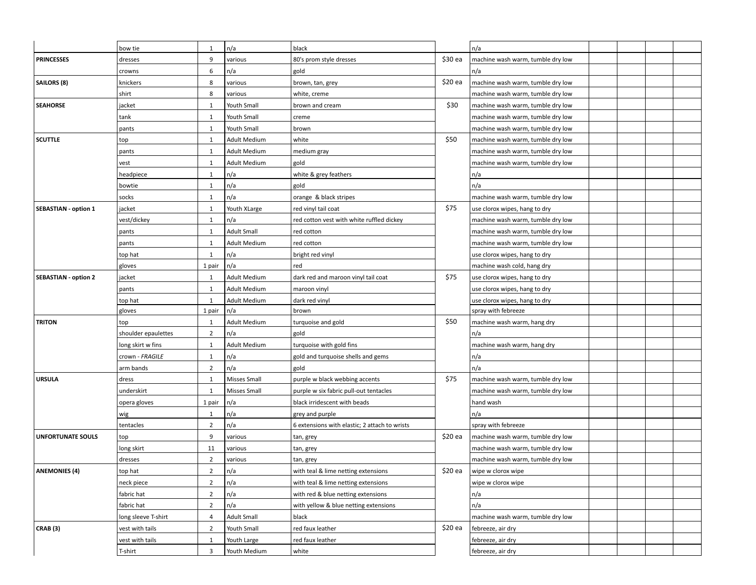| | | | | | | | | | | |
|---|---|---|---|---|---|---|---|---|---|---|
| | bow tie | 1 | n/a | black | | n/a | | | | |
| **PRINCESSES** | dresses | 9 | various | 80's prom style dresses | $30 ea | machine wash warm, tumble dry low | | | | |
| | crowns | 6 | n/a | gold | | n/a | | | | |
| **SAILORS (8)** | knickers | 8 | various | brown, tan, grey | $20 ea | machine wash warm, tumble dry low | | | | |
| | shirt | 8 | various | white, creme | | machine wash warm, tumble dry low | | | | |
| **SEAHORSE** | jacket | 1 | Youth Small | brown and cream | $30 | machine wash warm, tumble dry low | | | | |
| | tank | 1 | Youth Small | creme | | machine wash warm, tumble dry low | | | | |
| | pants | 1 | Youth Small | brown | | machine wash warm, tumble dry low | | | | |
| **SCUTTLE** | top | 1 | Adult Medium | white | $50 | machine wash warm, tumble dry low | | | | |
| | pants | 1 | Adult Medium | medium gray | | machine wash warm, tumble dry low | | | | |
| | vest | 1 | Adult Medium | gold | | machine wash warm, tumble dry low | | | | |
| | headpiece | 1 | n/a | white & grey feathers | | n/a | | | | |
| | bowtie | 1 | n/a | gold | | n/a | | | | |
| | socks | 1 | n/a | orange & black stripes | | machine wash warm, tumble dry low | | | | |
| **SEBASTIAN - option 1** | jacket | 1 | Youth XLarge | red vinyl tail coat | $75 | use clorox wipes, hang to dry | | | | |
| | vest/dickey | 1 | n/a | red cotton vest with white ruffled dickey | | machine wash warm, tumble dry low | | | | |
| | pants | 1 | Adult Small | red cotton | | machine wash warm, tumble dry low | | | | |
| | pants | 1 | Adult Medium | red cotton | | machine wash warm, tumble dry low | | | | |
| | top hat | 1 | n/a | bright red vinyl | | use clorox wipes, hang to dry | | | | |
| | gloves | 1 pair | n/a | red | | machine wash cold, hang dry | | | | |
| **SEBASTIAN - option 2** | jacket | 1 | Adult Medium | dark red and maroon vinyl tail coat | $75 | use clorox wipes, hang to dry | | | | |
| | pants | 1 | Adult Medium | maroon vinyl | | use clorox wipes, hang to dry | | | | |
| | top hat | 1 | Adult Medium | dark red vinyl | | use clorox wipes, hang to dry | | | | |
| | gloves | 1 pair | n/a | brown | | spray with febreeze | | | | |
| **TRITON** | top | 1 | Adult Medium | turquoise and gold | $50 | machine wash warm, hang dry | | | | |
| | shoulder epaulettes | 2 | n/a | gold | | n/a | | | | |
| | long skirt w fins | 1 | Adult Medium | turquoise with gold fins | | machine wash warm, hang dry | | | | |
| | crown - *FRAGILE* | 1 | n/a | gold and turquoise shells and gems | | n/a | | | | |
| | arm bands | 2 | n/a | gold | | n/a | | | | |
| **URSULA** | dress | 1 | Misses Small | purple w black webbing accents | $75 | machine wash warm, tumble dry low | | | | |
| | underskirt | 1 | Misses Small | purple w six fabric pull-out tentacles | | machine wash warm, tumble dry low | | | | |
| | opera gloves | 1 pair | n/a | black irridescent with beads | | hand wash | | | | |
| | wig | 1 | n/a | grey and purple | | n/a | | | | |
| | tentacles | 2 | n/a | 6 extensions with elastic; 2 attach to wrists | | spray with febreeze | | | | |
| **UNFORTUNATE SOULS** | top | 9 | various | tan, grey | $20 ea | machine wash warm, tumble dry low | | | | |
| | long skirt | 11 | various | tan, grey | | machine wash warm, tumble dry low | | | | |
| | dresses | 2 | various | tan, grey | | machine wash warm, tumble dry low | | | | |
| **ANEMONIES (4)** | top hat | 2 | n/a | with teal & lime netting extensions | $20 ea | wipe w clorox wipe | | | | |
| | neck piece | 2 | n/a | with teal & lime netting extensions | | wipe w clorox wipe | | | | |
| | fabric hat | 2 | n/a | with red & blue netting extensions | | n/a | | | | |
| | fabric hat | 2 | n/a | with yellow & blue netting extensions | | n/a | | | | |
| | long sleeve T-shirt | 4 | Adult Small | black | | machine wash warm, tumble dry low | | | | |
| **CRAB (3)** | vest with tails | 2 | Youth Small | red faux leather | $20 ea | febreeze, air dry | | | | |
| | vest with tails | 1 | Youth Large | red faux leather | | febreeze, air dry | | | | |
| | T-shirt | 3 | Youth Medium | white | | febreeze, air dry | | | | |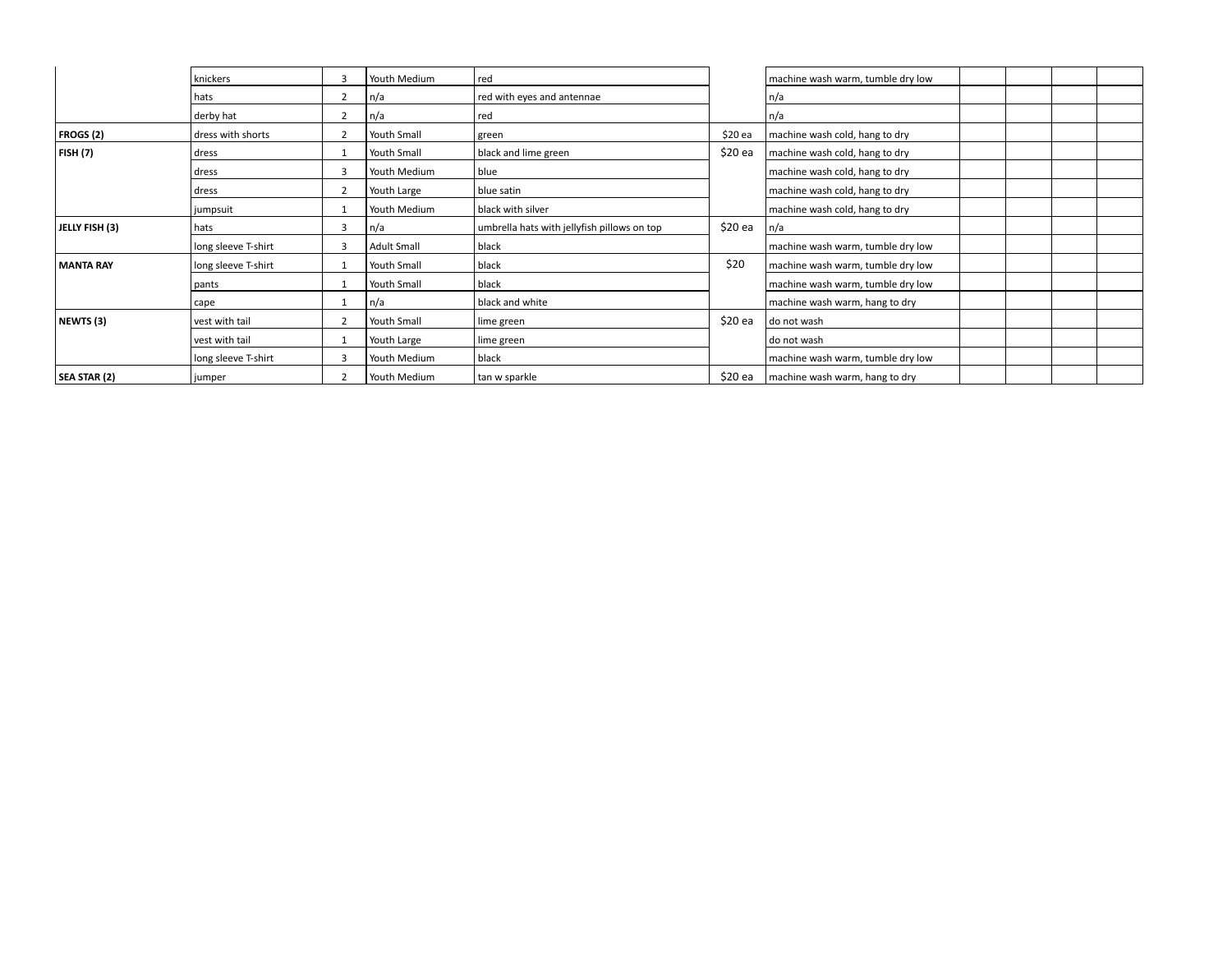| | | | | | | | | | | |
|---|---|---|---|---|---|---|---|---|---|---|
| | knickers | 3 | Youth Medium | red | | machine wash warm, tumble dry low | | | | |
| | hats | 2 | n/a | red with eyes and antennae | | n/a | | | | |
| | derby hat | 2 | n/a | red | | n/a | | | | |
| **FROGS (2)** | dress with shorts | 2 | Youth Small | green | $20 ea | machine wash cold, hang to dry | | | | |
| **FISH (7)** | dress | 1 | Youth Small | black and lime green | $20 ea | machine wash cold, hang to dry | | | | |
| | dress | 3 | Youth Medium | blue | | machine wash cold, hang to dry | | | | |
| | dress | 2 | Youth Large | blue satin | | machine wash cold, hang to dry | | | | |
| | jumpsuit | 1 | Youth Medium | black with silver | | machine wash cold, hang to dry | | | | |
| **JELLY FISH (3)** | hats | 3 | n/a | umbrella hats with jellyfish pillows on top | $20 ea | n/a | | | | |
| | long sleeve T-shirt | 3 | Adult Small | black | | machine wash warm, tumble dry low | | | | |
| **MANTA RAY** | long sleeve T-shirt | 1 | Youth Small | black | $20 | machine wash warm, tumble dry low | | | | |
| | pants | 1 | Youth Small | black | | machine wash warm, tumble dry low | | | | |
| | cape | 1 | n/a | black and white | | machine wash warm, hang to dry | | | | |
| **NEWTS (3)** | vest with tail | 2 | Youth Small | lime green | $20 ea | do not wash | | | | |
| | vest with tail | 1 | Youth Large | lime green | | do not wash | | | | |
| | long sleeve T-shirt | 3 | Youth Medium | black | | machine wash warm, tumble dry low | | | | |
| **SEA STAR (2)** | jumper | 2 | Youth Medium | tan w sparkle | $20 ea | machine wash warm, hang to dry | | | | |